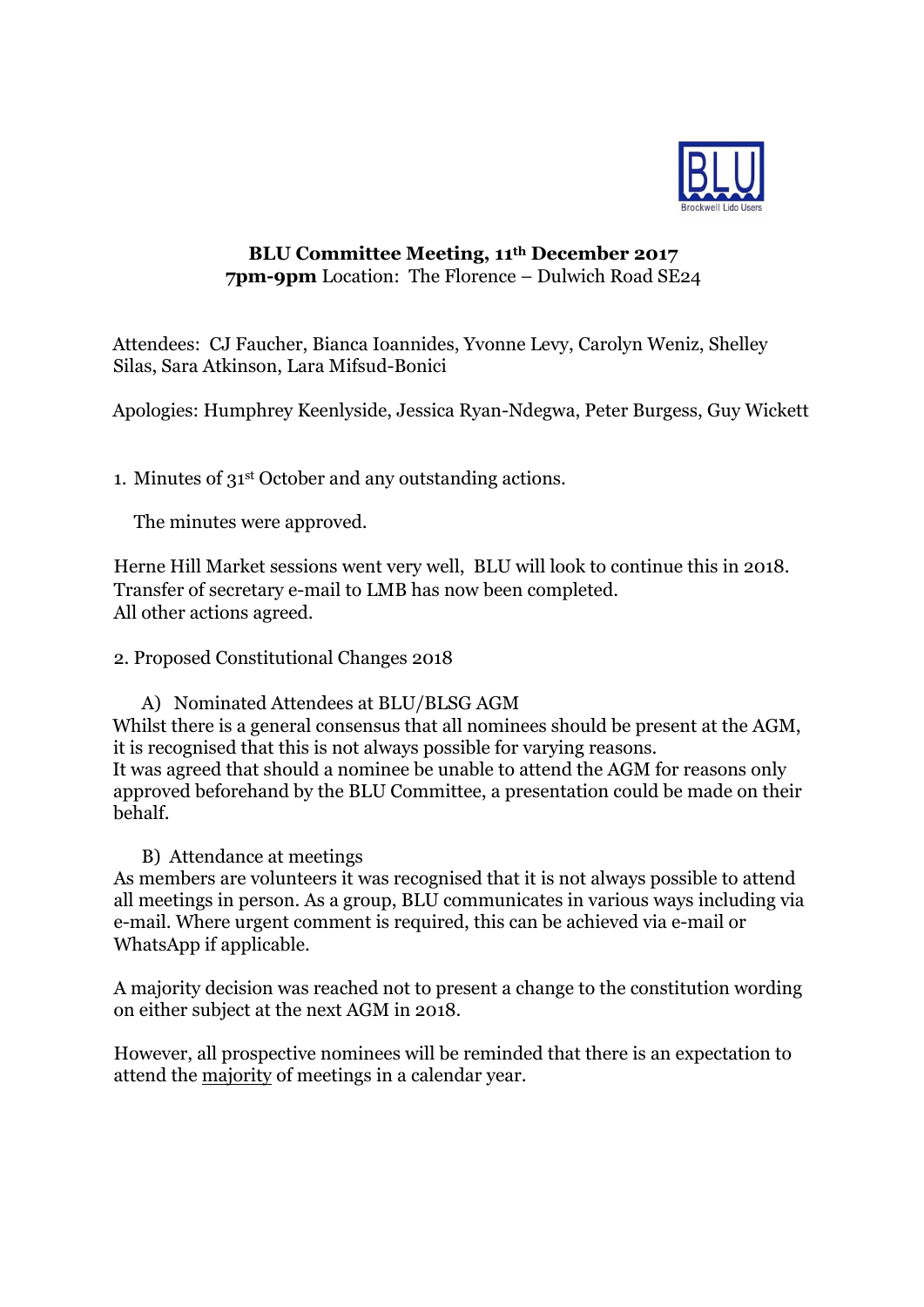**BLU Committee Meeting, 11th December 2017**
**7pm-9pm** Location: The Florence – Dulwich Road SE24

Attendees: CJ Faucher, Bianca Ioannides, Yvonne Levy, Carolyn Weniz, Shelley Silas, Sara Atkinson, Lara Mifsud-Bonici

Apologies: Humphrey Keenlyside, Jessica Ryan-Ndegwa, Peter Burgess, Guy Wickett

1. Minutes of 31st October and any outstanding actions.

   The minutes were approved.

Herne Hill Market sessions went very well, BLU will look to continue this in 2018.
Transfer of secretary e-mail to LMB has now been completed.
All other actions agreed.

2. Proposed Constitutional Changes 2018

   A) Nominated Attendees at BLU/BLSG AGM

Whilst there is a general consensus that all nominees should be present at the AGM, it is recognised that this is not always possible for varying reasons.
It was agreed that should a nominee be unable to attend the AGM for reasons only approved beforehand by the BLU Committee, a presentation could be made on their behalf.

   B) Attendance at meetings

As members are volunteers it was recognised that it is not always possible to attend all meetings in person. As a group, BLU communicates in various ways including via e-mail. Where urgent comment is required, this can be achieved via e-mail or WhatsApp if applicable.

A majority decision was reached not to present a change to the constitution wording on either subject at the next AGM in 2018.

However, all prospective nominees will be reminded that there is an expectation to attend the <u>majority</u> of meetings in a calendar year.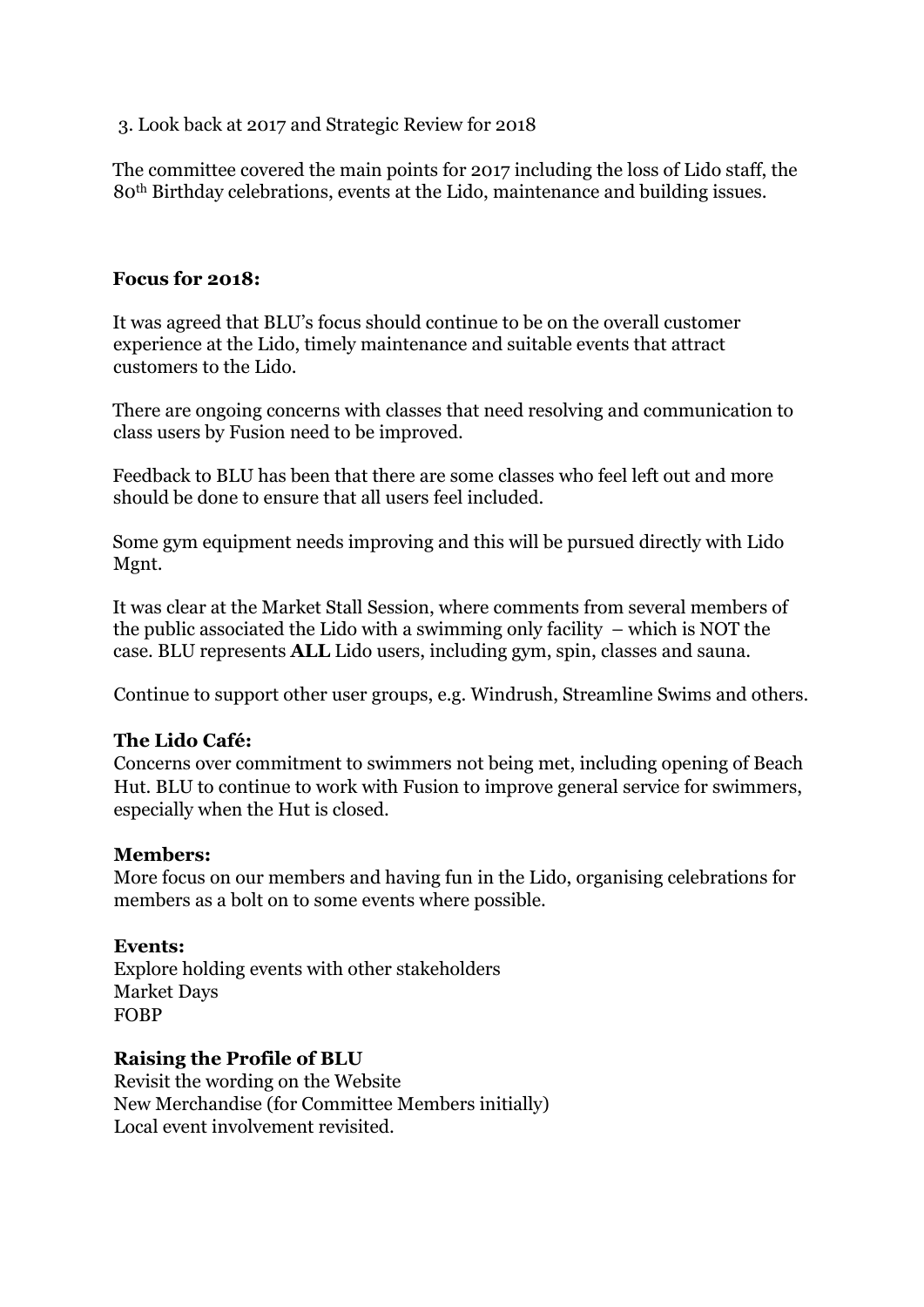3. Look back at 2017 and Strategic Review for 2018

The committee covered the main points for 2017 including the loss of Lido staff, the 80th Birthday celebrations, events at the Lido, maintenance and building issues.

**Focus for 2018:**

It was agreed that BLU's focus should continue to be on the overall customer experience at the Lido, timely maintenance and suitable events that attract customers to the Lido.

There are ongoing concerns with classes that need resolving and communication to class users by Fusion need to be improved.

Feedback to BLU has been that there are some classes who feel left out and more should be done to ensure that all users feel included.

Some gym equipment needs improving and this will be pursued directly with Lido Mgnt.

It was clear at the Market Stall Session, where comments from several members of the public associated the Lido with a swimming only facility – which is NOT the case. BLU represents **ALL** Lido users, including gym, spin, classes and sauna.

Continue to support other user groups, e.g. Windrush, Streamline Swims and others.

**The Lido Café:**
Concerns over commitment to swimmers not being met, including opening of Beach Hut. BLU to continue to work with Fusion to improve general service for swimmers, especially when the Hut is closed.

**Members:**
More focus on our members and having fun in the Lido, organising celebrations for members as a bolt on to some events where possible.

**Events:**
Explore holding events with other stakeholders
Market Days
FOBP

**Raising the Profile of BLU**
Revisit the wording on the Website
New Merchandise (for Committee Members initially)
Local event involvement revisited.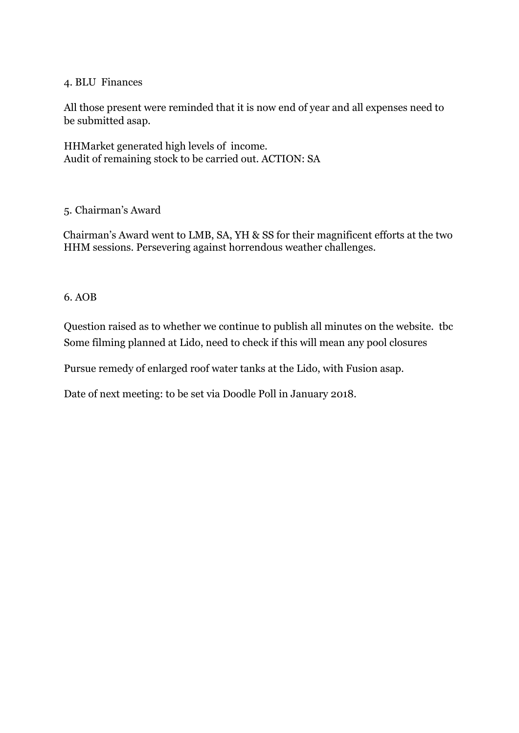4. BLU Finances

All those present were reminded that it is now end of year and all expenses need to be submitted asap.

HHMarket generated high levels of income.
Audit of remaining stock to be carried out. ACTION: SA

5. Chairman's Award

Chairman's Award went to LMB, SA, YH & SS for their magnificent efforts at the two HHM sessions. Persevering against horrendous weather challenges.

6. AOB

Question raised as to whether we continue to publish all minutes on the website. tbc
Some filming planned at Lido, need to check if this will mean any pool closures

Pursue remedy of enlarged roof water tanks at the Lido, with Fusion asap.

Date of next meeting: to be set via Doodle Poll in January 2018.